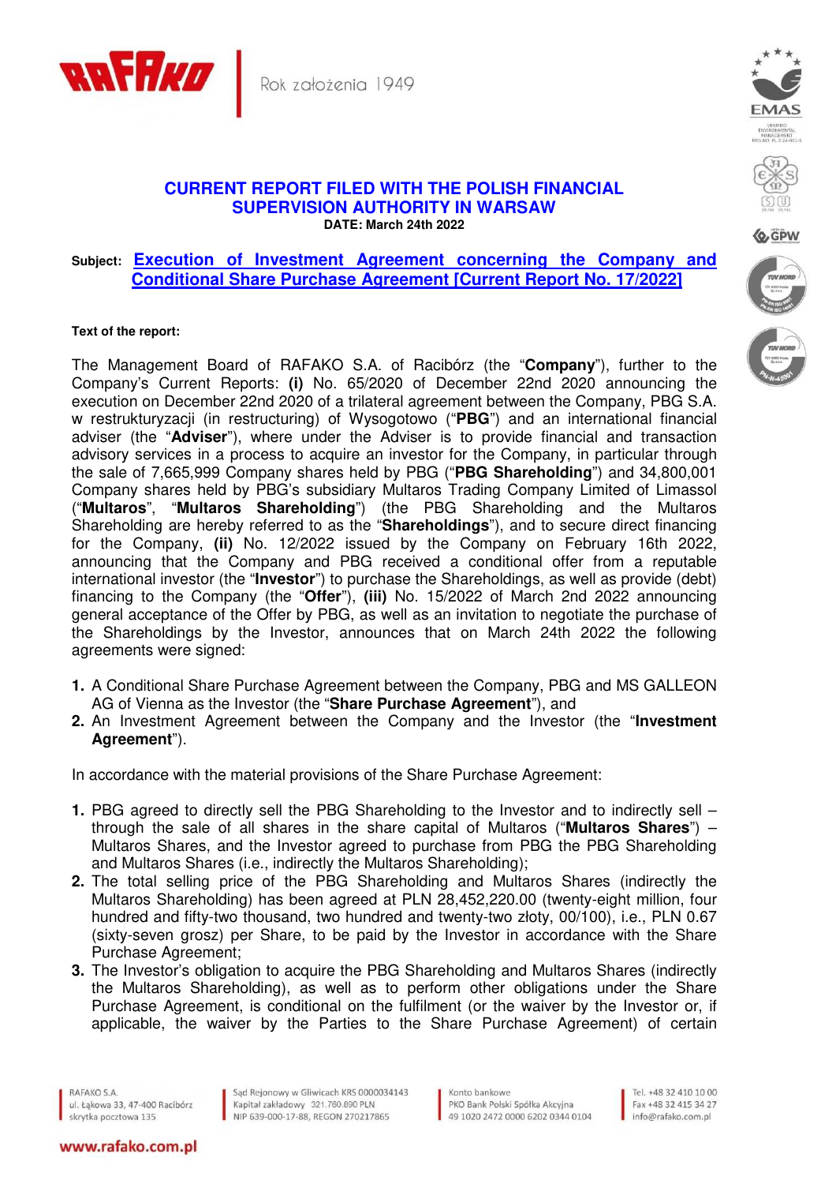# CURRENT REPORT FILED WITH THE POLISH FINANCIAL SUPERVISION AUTHORITY IN WARSAW

**DATE: March 24th 2022**

**Subject:** **Execution of Investment Agreement concerning the Company and Conditional Share Purchase Agreement [Current Report No. 17/2022]**

**Text of the report:**

The Management Board of RAFAKO S.A. of Racibórz (the "**Company**"), further to the Company's Current Reports: **(i)** No. 65/2020 of December 22nd 2020 announcing the execution on December 22nd 2020 of a trilateral agreement between the Company, PBG S.A. w restrukturyzacji (in restructuring) of Wysogotowo ("**PBG**") and an international financial adviser (the "**Adviser**"), where under the Adviser is to provide financial and transaction advisory services in a process to acquire an investor for the Company, in particular through the sale of 7,665,999 Company shares held by PBG ("**PBG Shareholding**") and 34,800,001 Company shares held by PBG's subsidiary Multaros Trading Company Limited of Limassol ("**Multaros**", "**Multaros Shareholding**") (the PBG Shareholding and the Multaros Shareholding are hereby referred to as the "**Shareholdings**"), and to secure direct financing for the Company, **(ii)** No. 12/2022 issued by the Company on February 16th 2022, announcing that the Company and PBG received a conditional offer from a reputable international investor (the "**Investor**") to purchase the Shareholdings, as well as provide (debt) financing to the Company (the "**Offer**"), **(iii)** No. 15/2022 of March 2nd 2022 announcing general acceptance of the Offer by PBG, as well as an invitation to negotiate the purchase of the Shareholdings by the Investor, announces that on March 24th 2022 the following agreements were signed:

1. A Conditional Share Purchase Agreement between the Company, PBG and MS GALLEON AG of Vienna as the Investor (the "**Share Purchase Agreement**"), and
2. An Investment Agreement between the Company and the Investor (the "**Investment Agreement**").

In accordance with the material provisions of the Share Purchase Agreement:

1. PBG agreed to directly sell the PBG Shareholding to the Investor and to indirectly sell – through the sale of all shares in the share capital of Multaros ("**Multaros Shares**") – Multaros Shares, and the Investor agreed to purchase from PBG the PBG Shareholding and Multaros Shares (i.e., indirectly the Multaros Shareholding);
2. The total selling price of the PBG Shareholding and Multaros Shares (indirectly the Multaros Shareholding) has been agreed at PLN 28,452,220.00 (twenty-eight million, four hundred and fifty-two thousand, two hundred and twenty-two złoty, 00/100), i.e., PLN 0.67 (sixty-seven grosz) per Share, to be paid by the Investor in accordance with the Share Purchase Agreement;
3. The Investor's obligation to acquire the PBG Shareholding and Multaros Shares (indirectly the Multaros Shareholding), as well as to perform other obligations under the Share Purchase Agreement, is conditional on the fulfilment (or the waiver by the Investor or, if applicable, the waiver by the Parties to the Share Purchase Agreement) of certain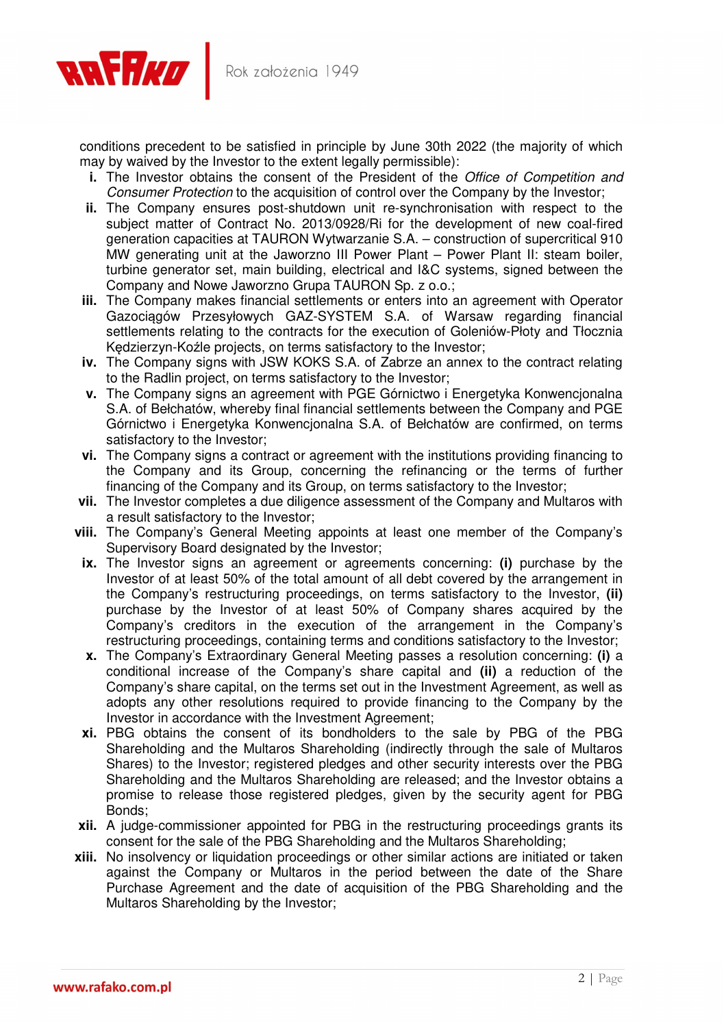conditions precedent to be satisfied in principle by June 30th 2022 (the majority of which may by waived by the Investor to the extent legally permissible):

- **i.** The Investor obtains the consent of the President of the *Office of Competition and Consumer Protection* to the acquisition of control over the Company by the Investor;
- **ii.** The Company ensures post-shutdown unit re-synchronisation with respect to the subject matter of Contract No. 2013/0928/Ri for the development of new coal-fired generation capacities at TAURON Wytwarzanie S.A. – construction of supercritical 910 MW generating unit at the Jaworzno III Power Plant – Power Plant II: steam boiler, turbine generator set, main building, electrical and I&C systems, signed between the Company and Nowe Jaworzno Grupa TAURON Sp. z o.o.;
- **iii.** The Company makes financial settlements or enters into an agreement with Operator Gazociągów Przesyłowych GAZ-SYSTEM S.A. of Warsaw regarding financial settlements relating to the contracts for the execution of Goleniów-Płoty and Tłocznia Kędzierzyn-Koźle projects, on terms satisfactory to the Investor;
- **iv.** The Company signs with JSW KOKS S.A. of Zabrze an annex to the contract relating to the Radlin project, on terms satisfactory to the Investor;
- **v.** The Company signs an agreement with PGE Górnictwo i Energetyka Konwencjonalna S.A. of Bełchatów, whereby final financial settlements between the Company and PGE Górnictwo i Energetyka Konwencjonalna S.A. of Bełchatów are confirmed, on terms satisfactory to the Investor;
- **vi.** The Company signs a contract or agreement with the institutions providing financing to the Company and its Group, concerning the refinancing or the terms of further financing of the Company and its Group, on terms satisfactory to the Investor;
- **vii.** The Investor completes a due diligence assessment of the Company and Multaros with a result satisfactory to the Investor;
- **viii.** The Company's General Meeting appoints at least one member of the Company's Supervisory Board designated by the Investor;
- **ix.** The Investor signs an agreement or agreements concerning: **(i)** purchase by the Investor of at least 50% of the total amount of all debt covered by the arrangement in the Company's restructuring proceedings, on terms satisfactory to the Investor, **(ii)** purchase by the Investor of at least 50% of Company shares acquired by the Company's creditors in the execution of the arrangement in the Company's restructuring proceedings, containing terms and conditions satisfactory to the Investor;
- **x.** The Company's Extraordinary General Meeting passes a resolution concerning: **(i)** a conditional increase of the Company's share capital and **(ii)** a reduction of the Company's share capital, on the terms set out in the Investment Agreement, as well as adopts any other resolutions required to provide financing to the Company by the Investor in accordance with the Investment Agreement;
- **xi.** PBG obtains the consent of its bondholders to the sale by PBG of the PBG Shareholding and the Multaros Shareholding (indirectly through the sale of Multaros Shares) to the Investor; registered pledges and other security interests over the PBG Shareholding and the Multaros Shareholding are released; and the Investor obtains a promise to release those registered pledges, given by the security agent for PBG Bonds;
- **xii.** A judge-commissioner appointed for PBG in the restructuring proceedings grants its consent for the sale of the PBG Shareholding and the Multaros Shareholding;
- **xiii.** No insolvency or liquidation proceedings or other similar actions are initiated or taken against the Company or Multaros in the period between the date of the Share Purchase Agreement and the date of acquisition of the PBG Shareholding and the Multaros Shareholding by the Investor;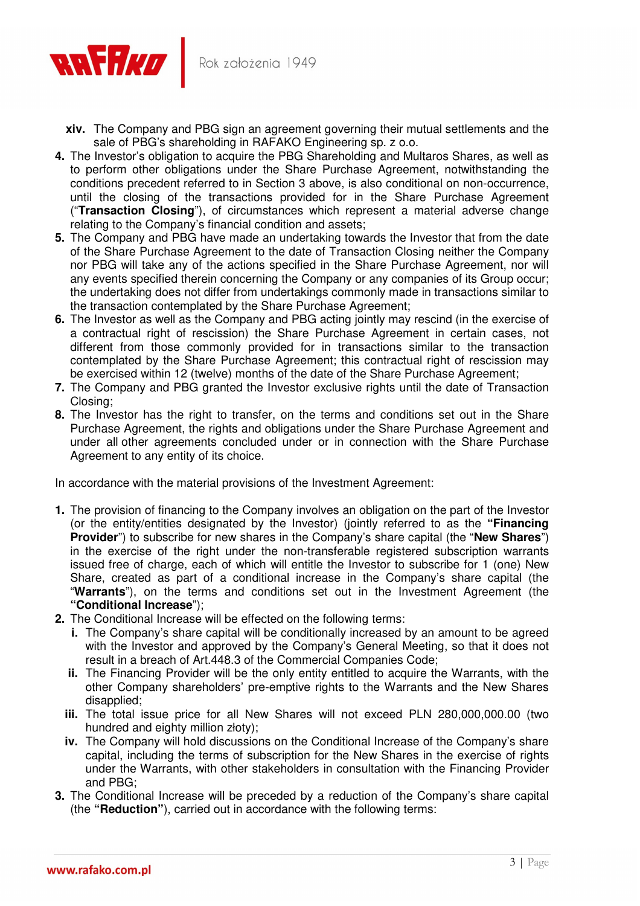xiv. The Company and PBG sign an agreement governing their mutual settlements and the sale of PBG's shareholding in RAFAKO Engineering sp. z o.o.

4. The Investor's obligation to acquire the PBG Shareholding and Multaros Shares, as well as to perform other obligations under the Share Purchase Agreement, notwithstanding the conditions precedent referred to in Section 3 above, is also conditional on non-occurrence, until the closing of the transactions provided for in the Share Purchase Agreement ("**Transaction Closing**"), of circumstances which represent a material adverse change relating to the Company's financial condition and assets;
5. The Company and PBG have made an undertaking towards the Investor that from the date of the Share Purchase Agreement to the date of Transaction Closing neither the Company nor PBG will take any of the actions specified in the Share Purchase Agreement, nor will any events specified therein concerning the Company or any companies of its Group occur; the undertaking does not differ from undertakings commonly made in transactions similar to the transaction contemplated by the Share Purchase Agreement;
6. The Investor as well as the Company and PBG acting jointly may rescind (in the exercise of a contractual right of rescission) the Share Purchase Agreement in certain cases, not different from those commonly provided for in transactions similar to the transaction contemplated by the Share Purchase Agreement; this contractual right of rescission may be exercised within 12 (twelve) months of the date of the Share Purchase Agreement;
7. The Company and PBG granted the Investor exclusive rights until the date of Transaction Closing;
8. The Investor has the right to transfer, on the terms and conditions set out in the Share Purchase Agreement, the rights and obligations under the Share Purchase Agreement and under all other agreements concluded under or in connection with the Share Purchase Agreement to any entity of its choice.

In accordance with the material provisions of the Investment Agreement:

1. The provision of financing to the Company involves an obligation on the part of the Investor (or the entity/entities designated by the Investor) (jointly referred to as the **"Financing Provider"**) to subscribe for new shares in the Company's share capital (the "**New Shares**") in the exercise of the right under the non-transferable registered subscription warrants issued free of charge, each of which will entitle the Investor to subscribe for 1 (one) New Share, created as part of a conditional increase in the Company's share capital (the "**Warrants**"), on the terms and conditions set out in the Investment Agreement (the **"Conditional Increase"**);
2. The Conditional Increase will be effected on the following terms:
   i. The Company's share capital will be conditionally increased by an amount to be agreed with the Investor and approved by the Company's General Meeting, so that it does not result in a breach of Art.448.3 of the Commercial Companies Code;
   ii. The Financing Provider will be the only entity entitled to acquire the Warrants, with the other Company shareholders' pre-emptive rights to the Warrants and the New Shares disapplied;
   iii. The total issue price for all New Shares will not exceed PLN 280,000,000.00 (two hundred and eighty million złoty);
   iv. The Company will hold discussions on the Conditional Increase of the Company's share capital, including the terms of subscription for the New Shares in the exercise of rights under the Warrants, with other stakeholders in consultation with the Financing Provider and PBG;
3. The Conditional Increase will be preceded by a reduction of the Company's share capital (the **"Reduction"**), carried out in accordance with the following terms: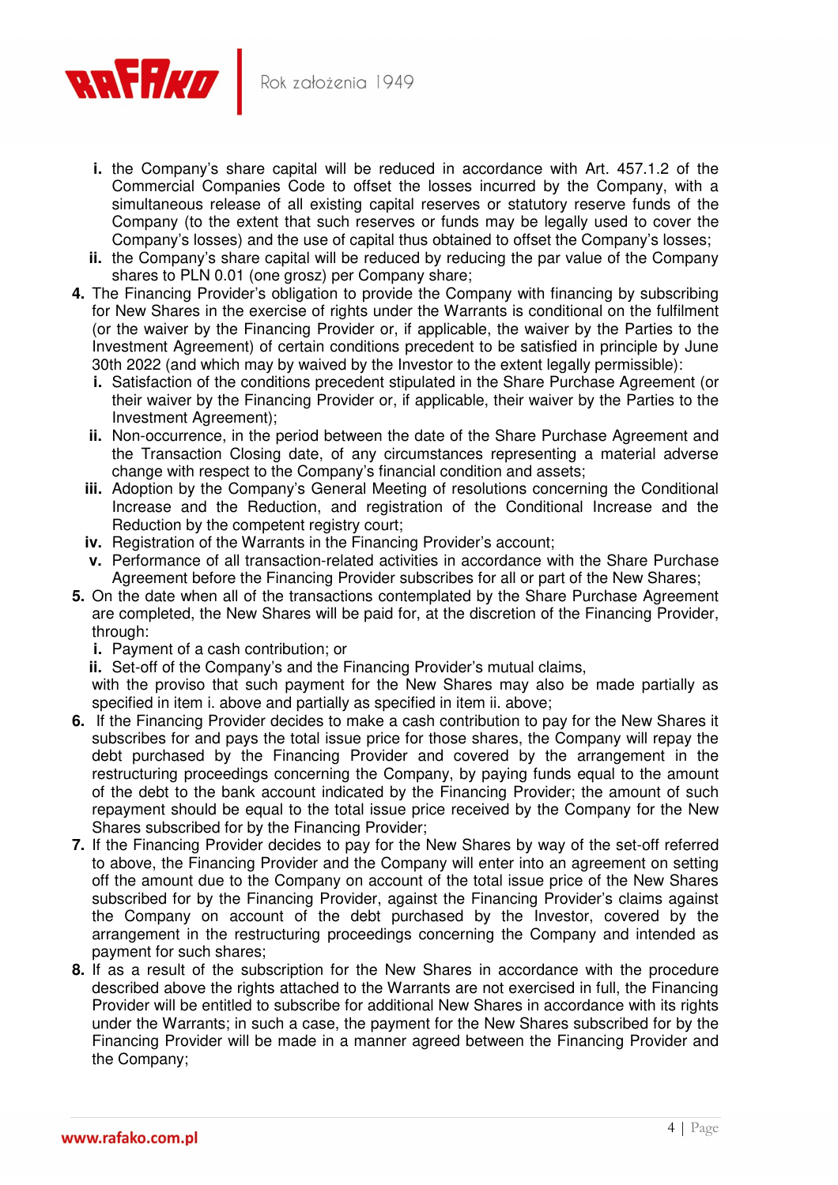- **i.** the Company's share capital will be reduced in accordance with Art. 457.1.2 of the Commercial Companies Code to offset the losses incurred by the Company, with a simultaneous release of all existing capital reserves or statutory reserve funds of the Company (to the extent that such reserves or funds may be legally used to cover the Company's losses) and the use of capital thus obtained to offset the Company's losses;
- **ii.** the Company's share capital will be reduced by reducing the par value of the Company shares to PLN 0.01 (one grosz) per Company share;

**4.** The Financing Provider's obligation to provide the Company with financing by subscribing for New Shares in the exercise of rights under the Warrants is conditional on the fulfilment (or the waiver by the Financing Provider or, if applicable, the waiver by the Parties to the Investment Agreement) of certain conditions precedent to be satisfied in principle by June 30th 2022 (and which may by waived by the Investor to the extent legally permissible):

- **i.** Satisfaction of the conditions precedent stipulated in the Share Purchase Agreement (or their waiver by the Financing Provider or, if applicable, their waiver by the Parties to the Investment Agreement);
- **ii.** Non-occurrence, in the period between the date of the Share Purchase Agreement and the Transaction Closing date, of any circumstances representing a material adverse change with respect to the Company's financial condition and assets;
- **iii.** Adoption by the Company's General Meeting of resolutions concerning the Conditional Increase and the Reduction, and registration of the Conditional Increase and the Reduction by the competent registry court;
- **iv.** Registration of the Warrants in the Financing Provider's account;
- **v.** Performance of all transaction-related activities in accordance with the Share Purchase Agreement before the Financing Provider subscribes for all or part of the New Shares;

**5.** On the date when all of the transactions contemplated by the Share Purchase Agreement are completed, the New Shares will be paid for, at the discretion of the Financing Provider, through:

- **i.** Payment of a cash contribution; or
- **ii.** Set-off of the Company's and the Financing Provider's mutual claims,

with the proviso that such payment for the New Shares may also be made partially as specified in item i. above and partially as specified in item ii. above;

**6.** If the Financing Provider decides to make a cash contribution to pay for the New Shares it subscribes for and pays the total issue price for those shares, the Company will repay the debt purchased by the Financing Provider and covered by the arrangement in the restructuring proceedings concerning the Company, by paying funds equal to the amount of the debt to the bank account indicated by the Financing Provider; the amount of such repayment should be equal to the total issue price received by the Company for the New Shares subscribed for by the Financing Provider;

**7.** If the Financing Provider decides to pay for the New Shares by way of the set-off referred to above, the Financing Provider and the Company will enter into an agreement on setting off the amount due to the Company on account of the total issue price of the New Shares subscribed for by the Financing Provider, against the Financing Provider's claims against the Company on account of the debt purchased by the Investor, covered by the arrangement in the restructuring proceedings concerning the Company and intended as payment for such shares;

**8.** If as a result of the subscription for the New Shares in accordance with the procedure described above the rights attached to the Warrants are not exercised in full, the Financing Provider will be entitled to subscribe for additional New Shares in accordance with its rights under the Warrants; in such a case, the payment for the New Shares subscribed for by the Financing Provider will be made in a manner agreed between the Financing Provider and the Company;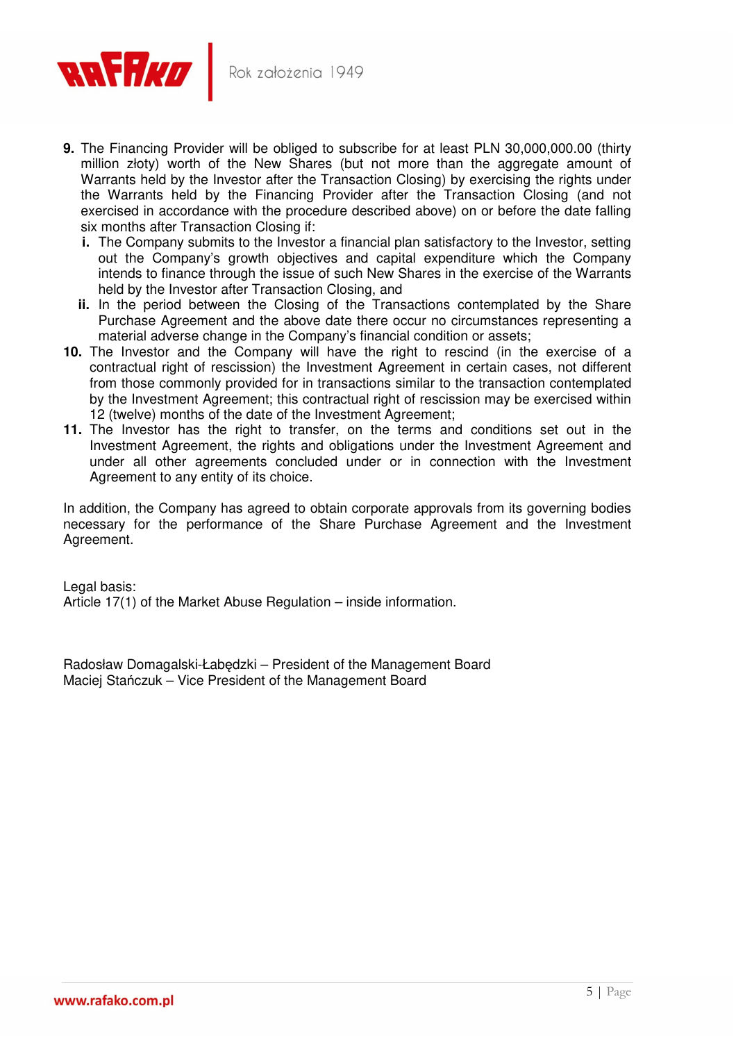9. The Financing Provider will be obliged to subscribe for at least PLN 30,000,000.00 (thirty million złoty) worth of the New Shares (but not more than the aggregate amount of Warrants held by the Investor after the Transaction Closing) by exercising the rights under the Warrants held by the Financing Provider after the Transaction Closing (and not exercised in accordance with the procedure described above) on or before the date falling six months after Transaction Closing if:
   i. The Company submits to the Investor a financial plan satisfactory to the Investor, setting out the Company's growth objectives and capital expenditure which the Company intends to finance through the issue of such New Shares in the exercise of the Warrants held by the Investor after Transaction Closing, and
   ii. In the period between the Closing of the Transactions contemplated by the Share Purchase Agreement and the above date there occur no circumstances representing a material adverse change in the Company's financial condition or assets;
10. The Investor and the Company will have the right to rescind (in the exercise of a contractual right of rescission) the Investment Agreement in certain cases, not different from those commonly provided for in transactions similar to the transaction contemplated by the Investment Agreement; this contractual right of rescission may be exercised within 12 (twelve) months of the date of the Investment Agreement;
11. The Investor has the right to transfer, on the terms and conditions set out in the Investment Agreement, the rights and obligations under the Investment Agreement and under all other agreements concluded under or in connection with the Investment Agreement to any entity of its choice.

In addition, the Company has agreed to obtain corporate approvals from its governing bodies necessary for the performance of the Share Purchase Agreement and the Investment Agreement.

Legal basis:
Article 17(1) of the Market Abuse Regulation – inside information.

Radosław Domagalski-Łabędzki – President of the Management Board
Maciej Stańczuk – Vice President of the Management Board